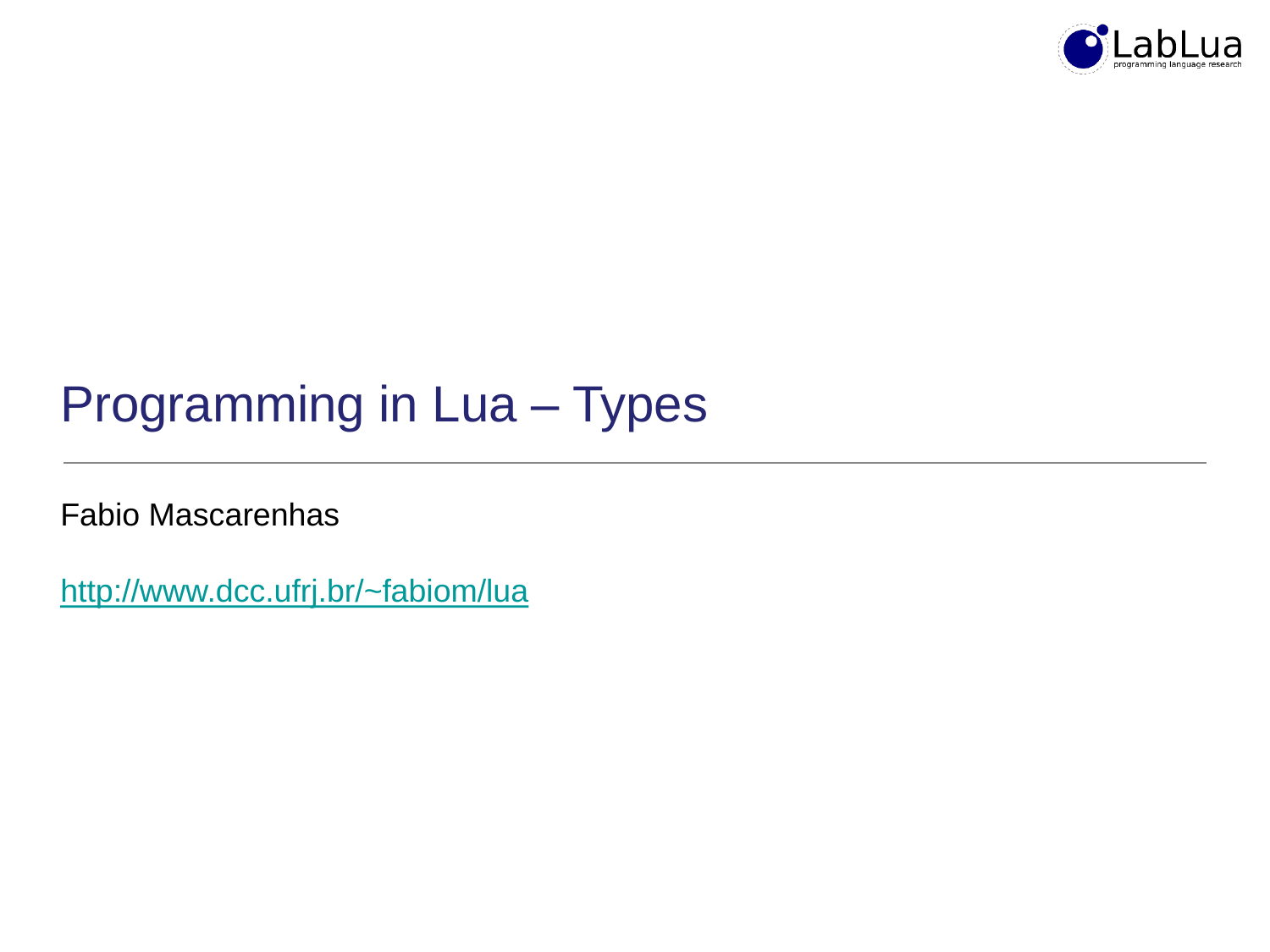# Programming in Lua – Types

Fabio Mascarenhas

http://www.dcc.ufrj.br/~fabiom/lua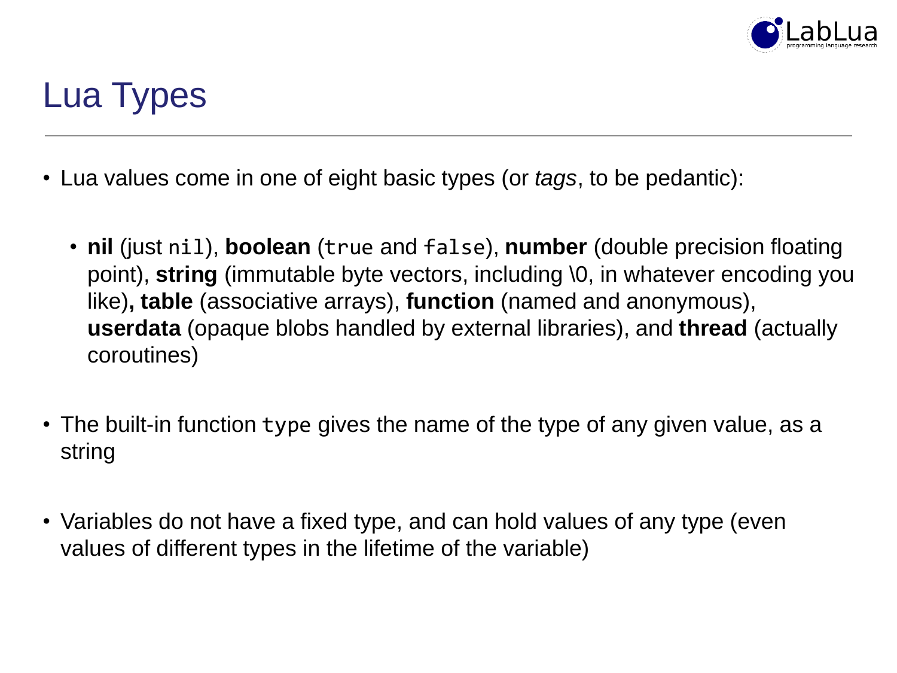# Lua Types

- Lua values come in one of eight basic types (or *tags*, to be pedantic):

  - **nil** (just `nil`), **boolean** (`true` and `false`), **number** (double precision floating point), **string** (immutable byte vectors, including \0, in whatever encoding you like)**, table** (associative arrays), **function** (named and anonymous), **userdata** (opaque blobs handled by external libraries), and **thread** (actually coroutines)

- The built-in function `type` gives the name of the type of any given value, as a string

- Variables do not have a fixed type, and can hold values of any type (even values of different types in the lifetime of the variable)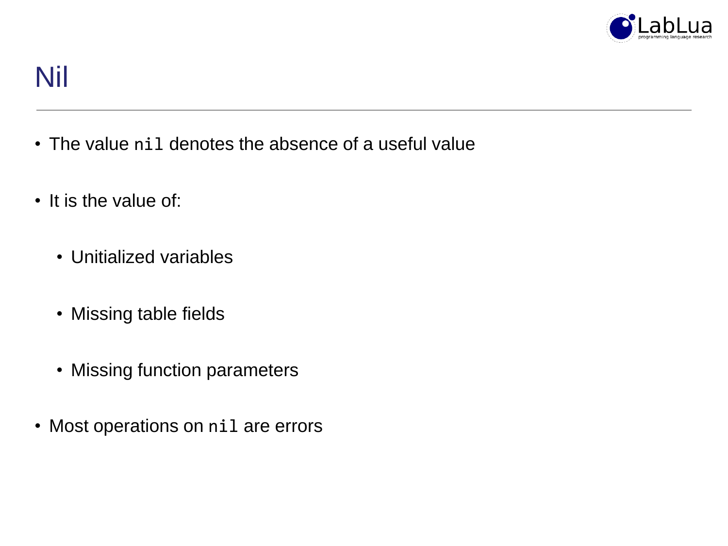# Nil

- The value `nil` denotes the absence of a useful value
- It is the value of:
  - Unitialized variables
  - Missing table fields
  - Missing function parameters
- Most operations on `nil` are errors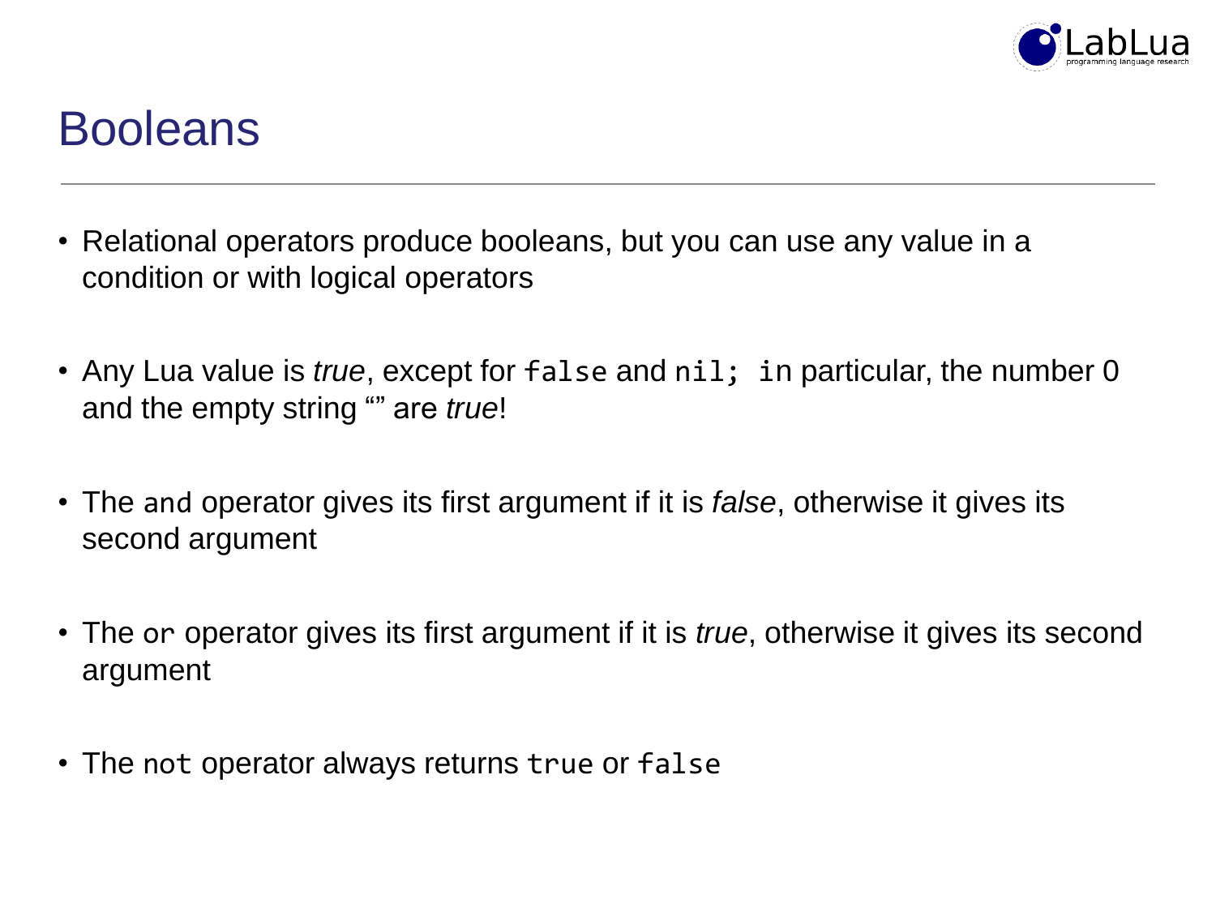# Booleans

- Relational operators produce booleans, but you can use any value in a condition or with logical operators

- Any Lua value is *true*, except for `false` and `nil;` in particular, the number 0 and the empty string "" are *true*!

- The `and` operator gives its first argument if it is *false*, otherwise it gives its second argument

- The `or` operator gives its first argument if it is *true*, otherwise it gives its second argument

- The `not` operator always returns `true` or `false`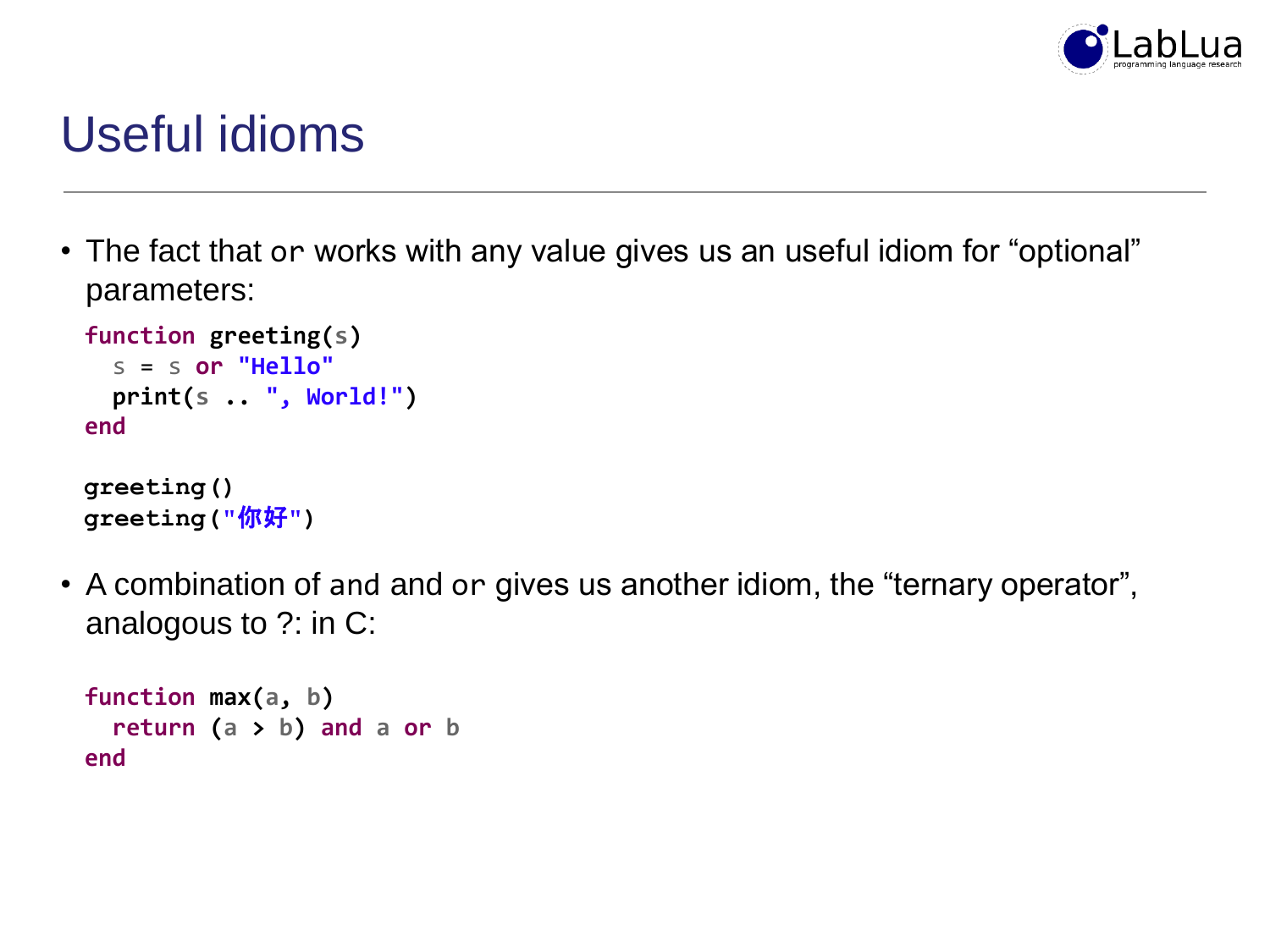# Useful idioms

- The fact that `or` works with any value gives us an useful idiom for “optional” parameters:

```
function greeting(s)
  s = s or "Hello"
  print(s .. ", World!")
end

greeting()
greeting("你好")
```

- A combination of `and` and `or` gives us another idiom, the “ternary operator”, analogous to ?: in C:

```
function max(a, b)
  return (a > b) and a or b
end
```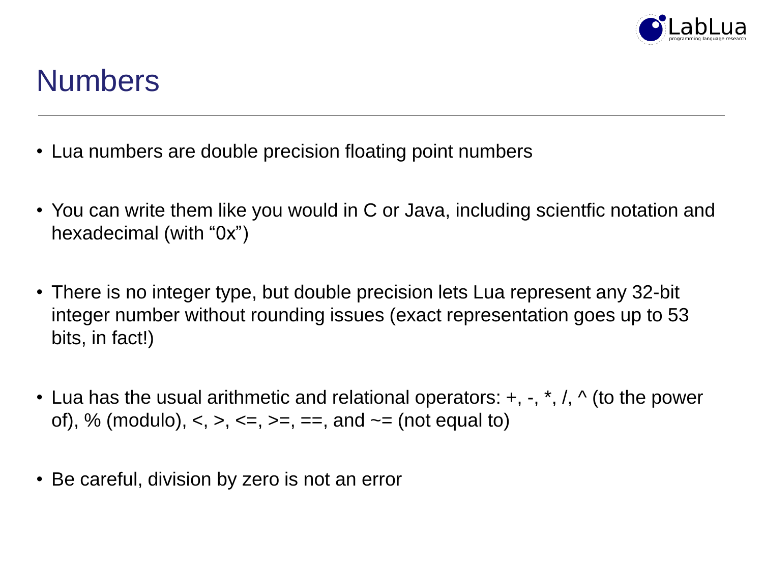# Numbers

- Lua numbers are double precision floating point numbers
- You can write them like you would in C or Java, including scientfic notation and hexadecimal (with “0x”)
- There is no integer type, but double precision lets Lua represent any 32-bit integer number without rounding issues (exact representation goes up to 53 bits, in fact!)
- Lua has the usual arithmetic and relational operators: +, -, *, /, ^ (to the power of), % (modulo), <, >, <=, >=, ==, and ~= (not equal to)
- Be careful, division by zero is not an error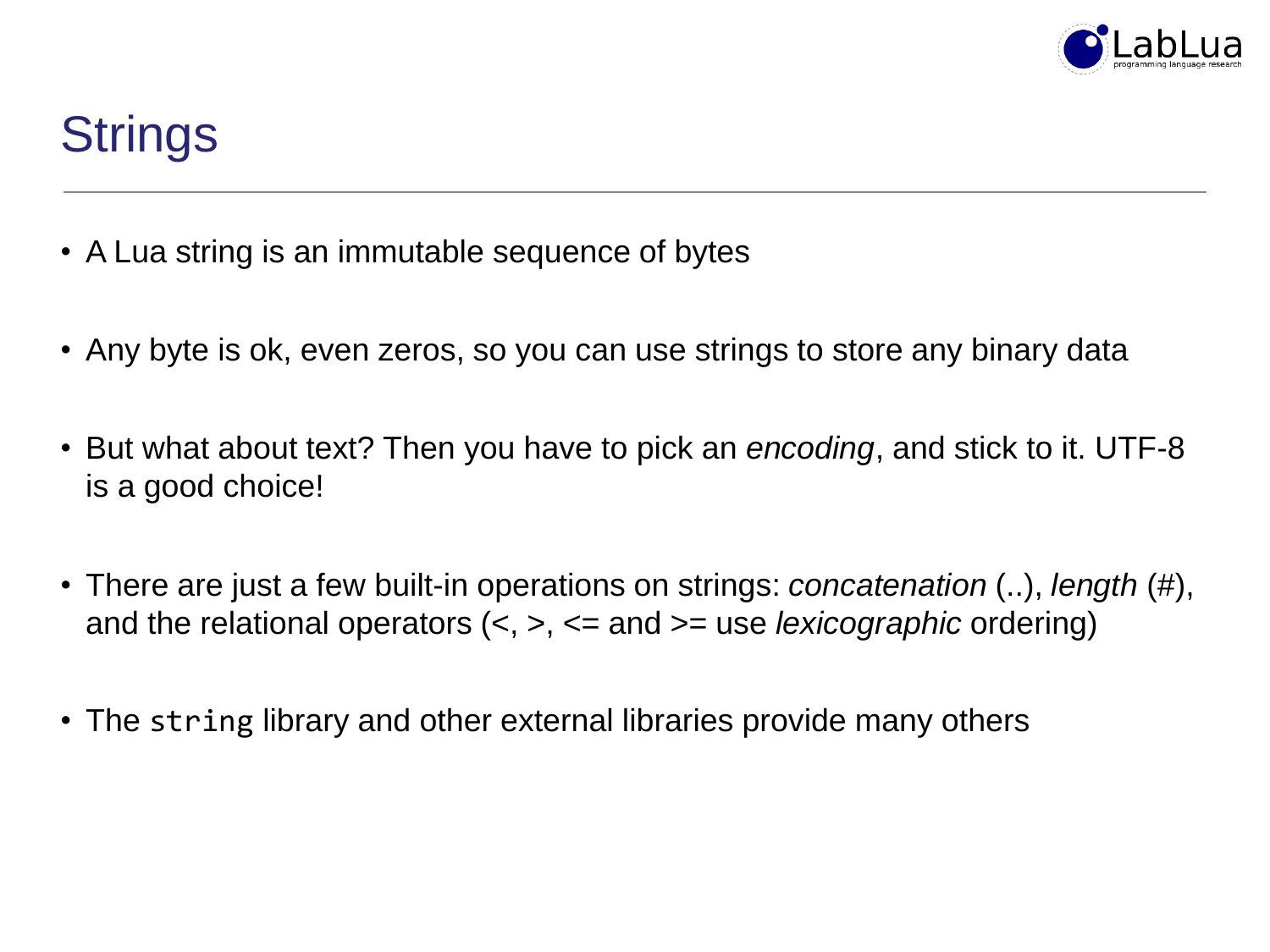# Strings

- A Lua string is an immutable sequence of bytes
- Any byte is ok, even zeros, so you can use strings to store any binary data
- But what about text? Then you have to pick an *encoding*, and stick to it. UTF-8 is a good choice!
- There are just a few built-in operations on strings: *concatenation* (..), *length* (#), and the relational operators (<, >, <= and >= use *lexicographic* ordering)
- The `string` library and other external libraries provide many others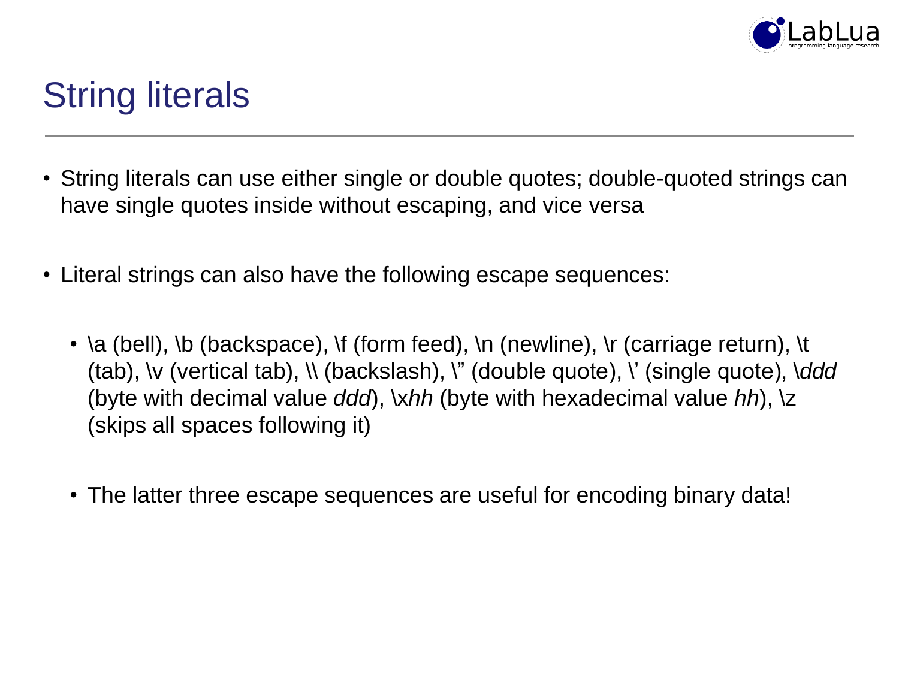# String literals

- String literals can use either single or double quotes; double-quoted strings can have single quotes inside without escaping, and vice versa
- Literal strings can also have the following escape sequences:
  - \a (bell), \b (backspace), \f (form feed), \n (newline), \r (carriage return), \t (tab), \v (vertical tab), \\ (backslash), \" (double quote), \' (single quote), \*ddd* (byte with decimal value *ddd*), \x*hh* (byte with hexadecimal value *hh*), \z (skips all spaces following it)
  - The latter three escape sequences are useful for encoding binary data!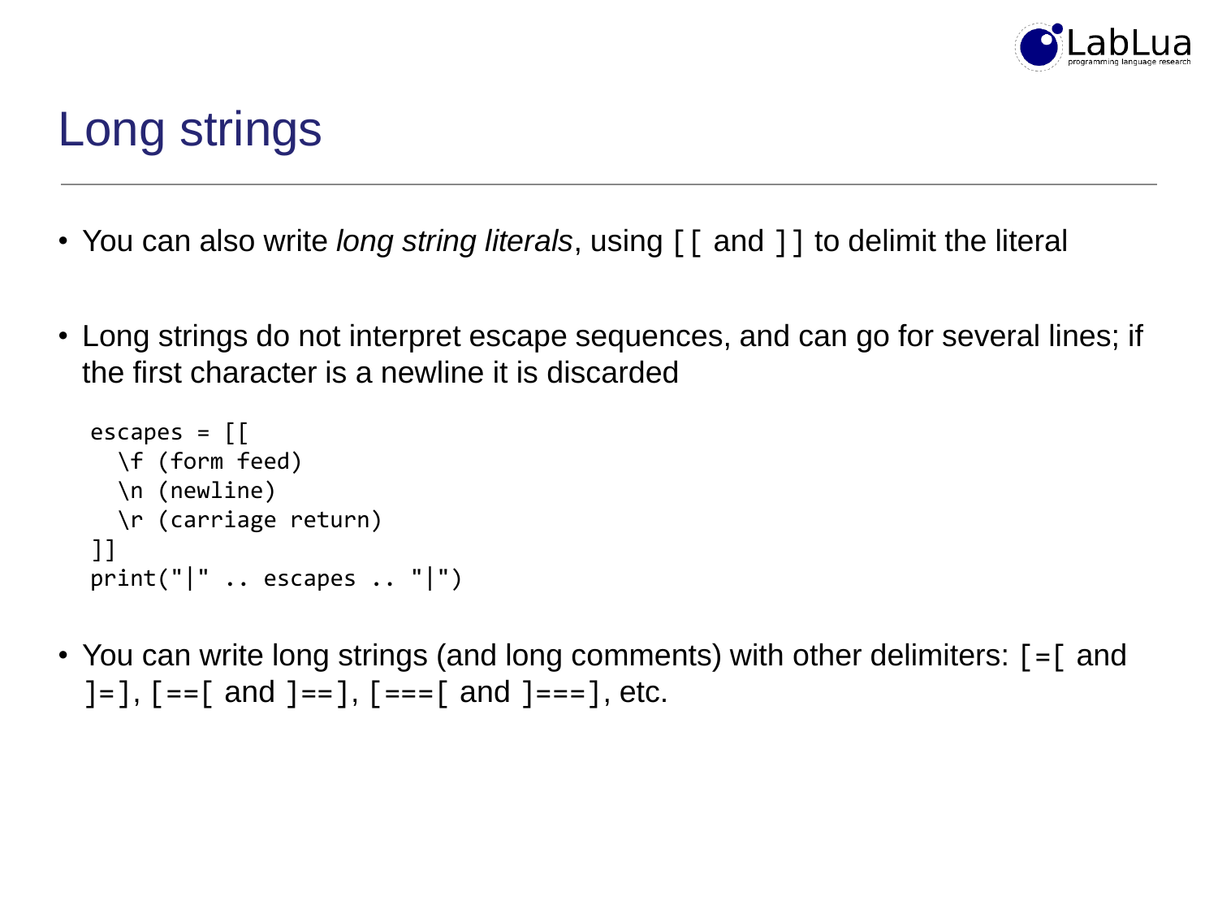# Long strings

- You can also write *long string literals*, using `[[` and `]]` to delimit the literal

- Long strings do not interpret escape sequences, and can go for several lines; if the first character is a newline it is discarded

```
escapes = [[
  \f (form feed)
  \n (newline)
  \r (carriage return)
]]
print("|" .. escapes .. "|")
```

- You can write long strings (and long comments) with other delimiters: `[=[` and `]=]`, `[==[` and `]==]`, `[===[` and `]===]`, etc.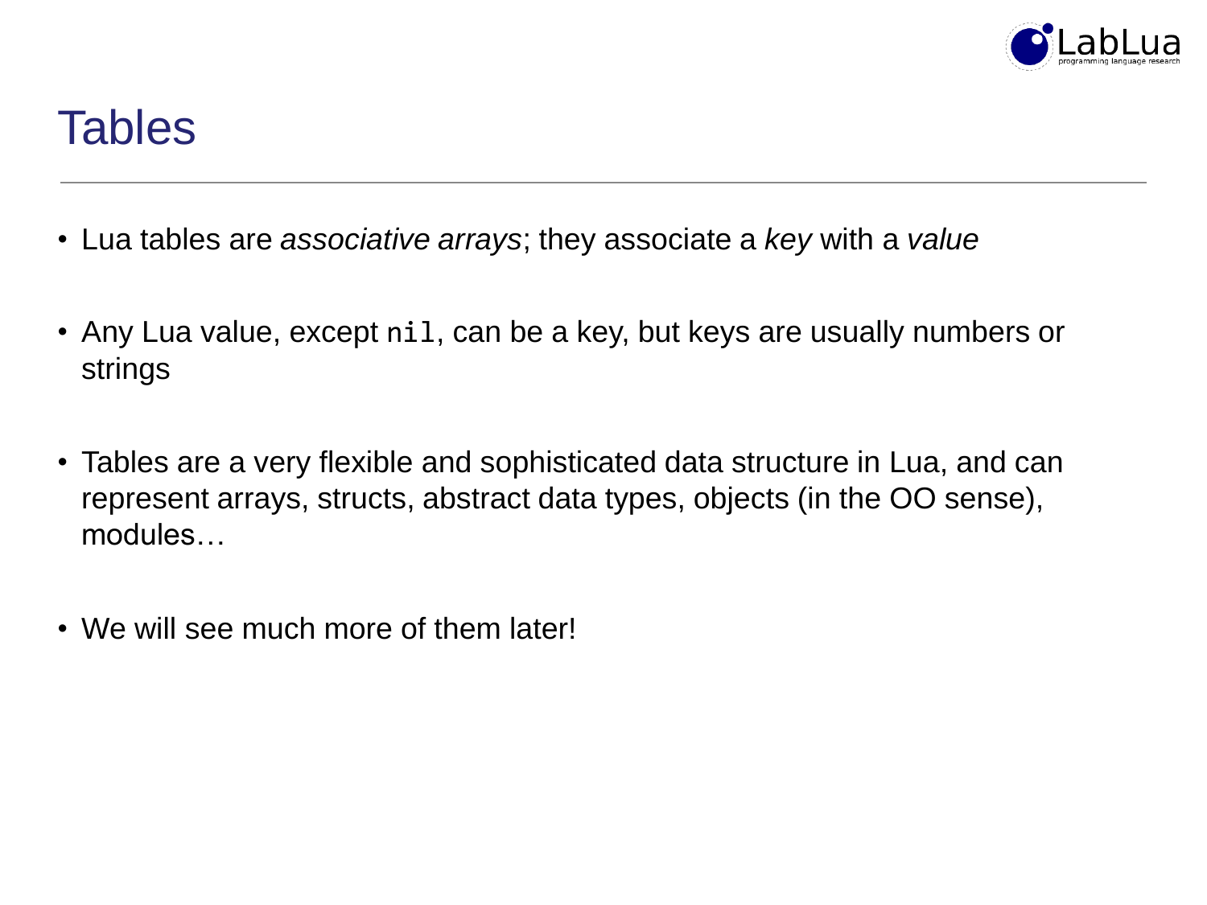# Tables

- Lua tables are *associative arrays*; they associate a *key* with a *value*

- Any Lua value, except `nil`, can be a key, but keys are usually numbers or strings

- Tables are a very flexible and sophisticated data structure in Lua, and can represent arrays, structs, abstract data types, objects (in the OO sense), modules…

- We will see much more of them later!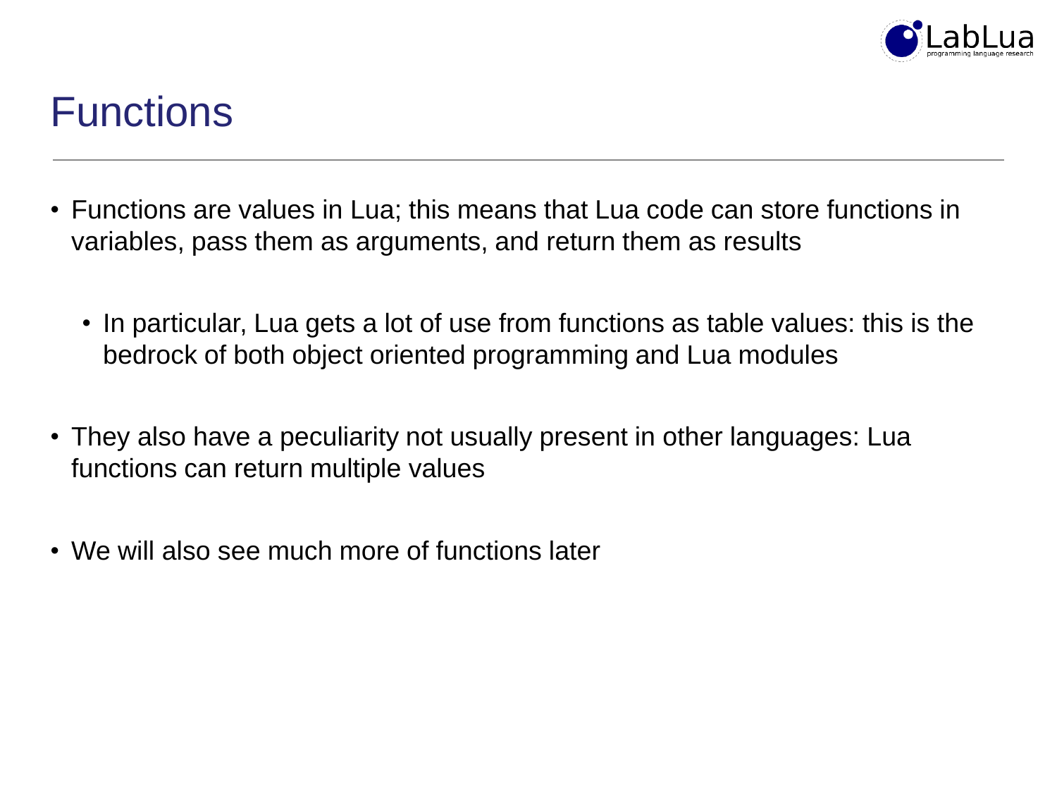# Functions

- Functions are values in Lua; this means that Lua code can store functions in variables, pass them as arguments, and return them as results
  - In particular, Lua gets a lot of use from functions as table values: this is the bedrock of both object oriented programming and Lua modules
- They also have a peculiarity not usually present in other languages: Lua functions can return multiple values
- We will also see much more of functions later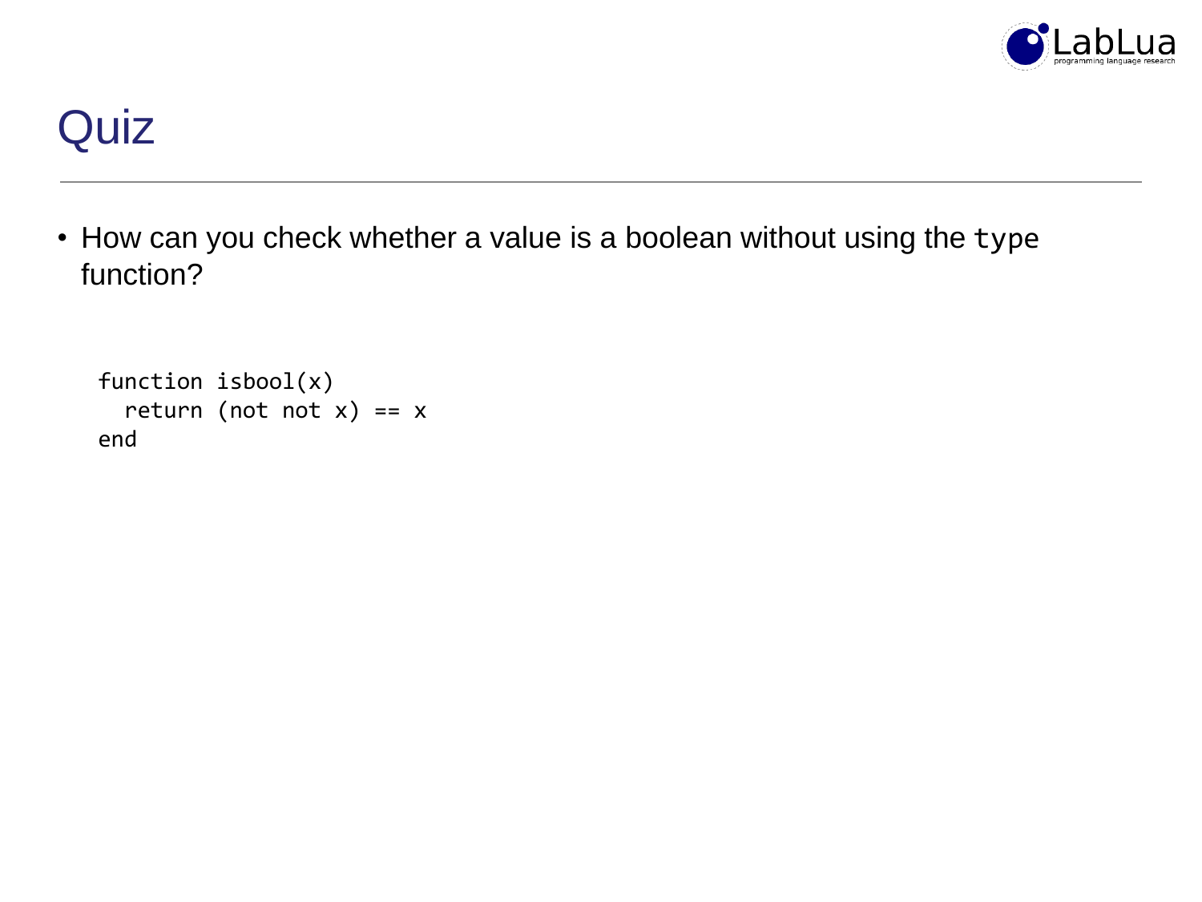# Quiz

- How can you check whether a value is a boolean without using the `type` function?

```
function isbool(x)
  return (not not x) == x
end
```